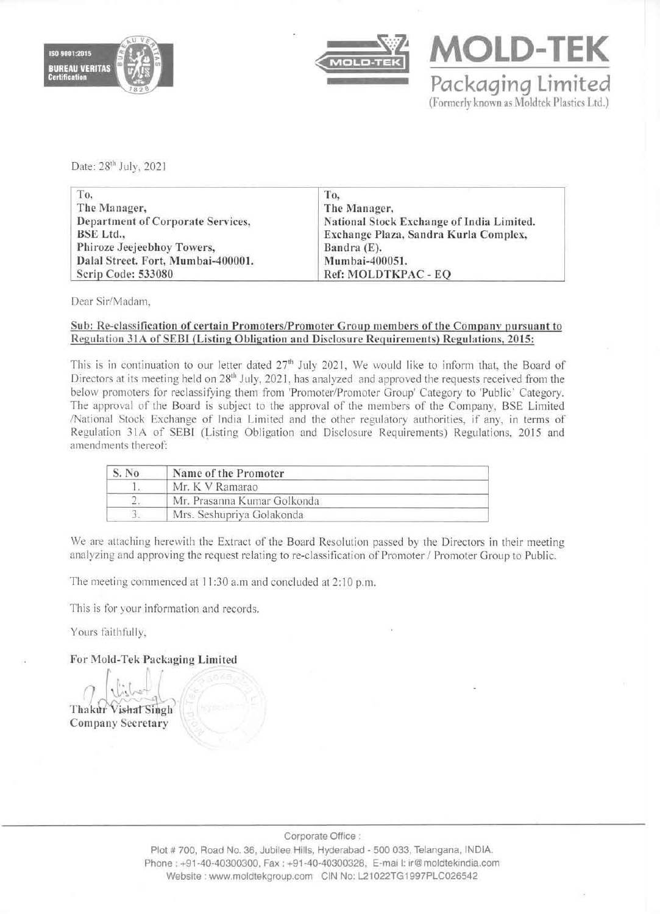# MOLD-TEK Packaging Limited

(Formerly known as Moldtek Plastics Ltd.)

Date: 28th July, 2021

| To, | To, |
|---|---|
| The Manager, | The Manager, |
| **Department of Corporate Services,** | **National Stock Exchange of India Limited.** |
| **BSE Ltd.,** | **Exchange Plaza, Sandra Kurla Complex,** |
| **Phiroze Jeejeebhoy Towers,** | **Bandra (E).** |
| **Dalal Street. Fort, Mumbai-400001.** | **Mumbai-400051.** |
| **Scrip Code: 533080** | **Ref: MOLDTKPAC - EQ** |

Dear Sir/Madam,

**Sub: Re-classification of certain Promoters/Promoter Group members of the Company pursuant to Regulation 31A of SEBI (Listing Obligation and Disclosure Requirements) Regulations, 2015:**

This is in continuation to our letter dated 27th July 2021, We would like to inform that, the Board of Directors at its meeting held on 28th July, 2021, has analyzed and approved the requests received from the below promoters for reclassifying them from 'Promoter/Promoter Group' Category to 'Public' Category. The approval of the Board is subject to the approval of the members of the Company, BSE Limited /National Stock Exchange of India Limited and the other regulatory authorities, if any, in terms of Regulation 31A of SEBI (Listing Obligation and Disclosure Requirements) Regulations, 2015 and amendments thereof:

| S. No | Name of the Promoter |
|---|---|
| 1. | Mr. K V Ramarao |
| 2. | Mr. Prasanna Kumar Golkonda |
| 3. | Mrs. Seshupriya Golakonda |

We are attaching herewith the Extract of the Board Resolution passed by the Directors in their meeting analyzing and approving the request relating to re-classification of Promoter / Promoter Group to Public.

The meeting commenced at 11:30 a.m and concluded at 2:10 p.m.

This is for your information and records.

Yours faithfully,

**For Mold-Tek Packaging Limited**

Thakur Vishal Singh
**Company Secretary**

Corporate Office :
Plot # 700, Road No. 36, Jubilee Hills, Hyderabad - 500 033, Telangana, INDIA.
Phone : +91-40-40300300, Fax : +91-40-40300328, E-mail: ir@moldtekindia.com
Website : www.moldtekgroup.com CIN No: L21022TG1997PLC026542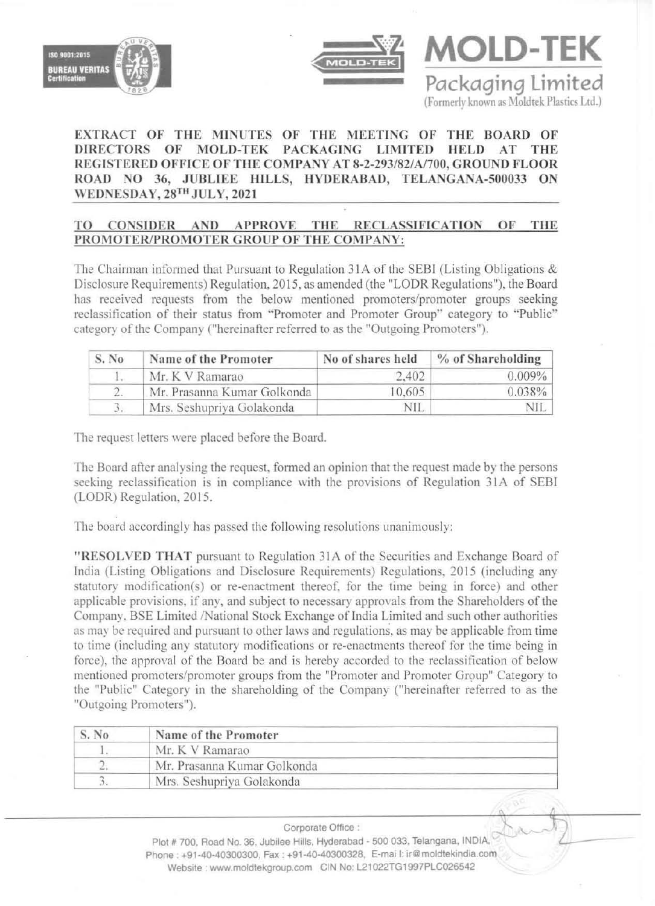**EXTRACT OF THE MINUTES OF THE MEETING OF THE BOARD OF DIRECTORS OF MOLD-TEK PACKAGING LIMITED HELD AT THE REGISTERED OFFICE OF THE COMPANY AT 8-2-293/82/A/700, GROUND FLOOR ROAD NO 36, JUBLIEE HILLS, HYDERABAD, TELANGANA-500033 ON WEDNESDAY, 28TH JULY, 2021**

**TO CONSIDER AND APPROVE THE RECLASSIFICATION OF THE PROMOTER/PROMOTER GROUP OF THE COMPANY:**

The Chairman informed that Pursuant to Regulation 31A of the SEBI (Listing Obligations & Disclosure Requirements) Regulation, 2015, as amended (the "LODR Regulations"), the Board has received requests from the below mentioned promoters/promoter groups seeking reclassification of their status from "Promoter and Promoter Group" category to "Public" category of the Company ("hereinafter referred to as the "Outgoing Promoters").

| S. No | Name of the Promoter | No of shares held | % of Shareholding |
|---|---|---|---|
| 1. | Mr. K V Ramarao | 2,402 | 0.009% |
| 2. | Mr. Prasanna Kumar Golkonda | 10,605 | 0.038% |
| 3. | Mrs. Seshupriya Golakonda | NIL | NIL |

The request letters were placed before the Board.

The Board after analysing the request, formed an opinion that the request made by the persons seeking reclassification is in compliance with the provisions of Regulation 31A of SEBI (LODR) Regulation, 2015.

The board accordingly has passed the following resolutions unanimously:

"**RESOLVED THAT** pursuant to Regulation 31A of the Securities and Exchange Board of India (Listing Obligations and Disclosure Requirements) Regulations, 2015 (including any statutory modification(s) or re-enactment thereof, for the time being in force) and other applicable provisions, if any, and subject to necessary approvals from the Shareholders of the Company, BSE Limited /National Stock Exchange of India Limited and such other authorities as may be required and pursuant to other laws and regulations, as may be applicable from time to time (including any statutory modifications or re-enactments thereof for the time being in force), the approval of the Board be and is hereby accorded to the reclassification of below mentioned promoters/promoter groups from the "Promoter and Promoter Group" Category to the "Public" Category in the shareholding of the Company ("hereinafter referred to as the "Outgoing Promoters").

| S. No | Name of the Promoter |
|---|---|
| 1. | Mr. K V Ramarao |
| 2. | Mr. Prasanna Kumar Golkonda |
| 3. | Mrs. Seshupriya Golakonda |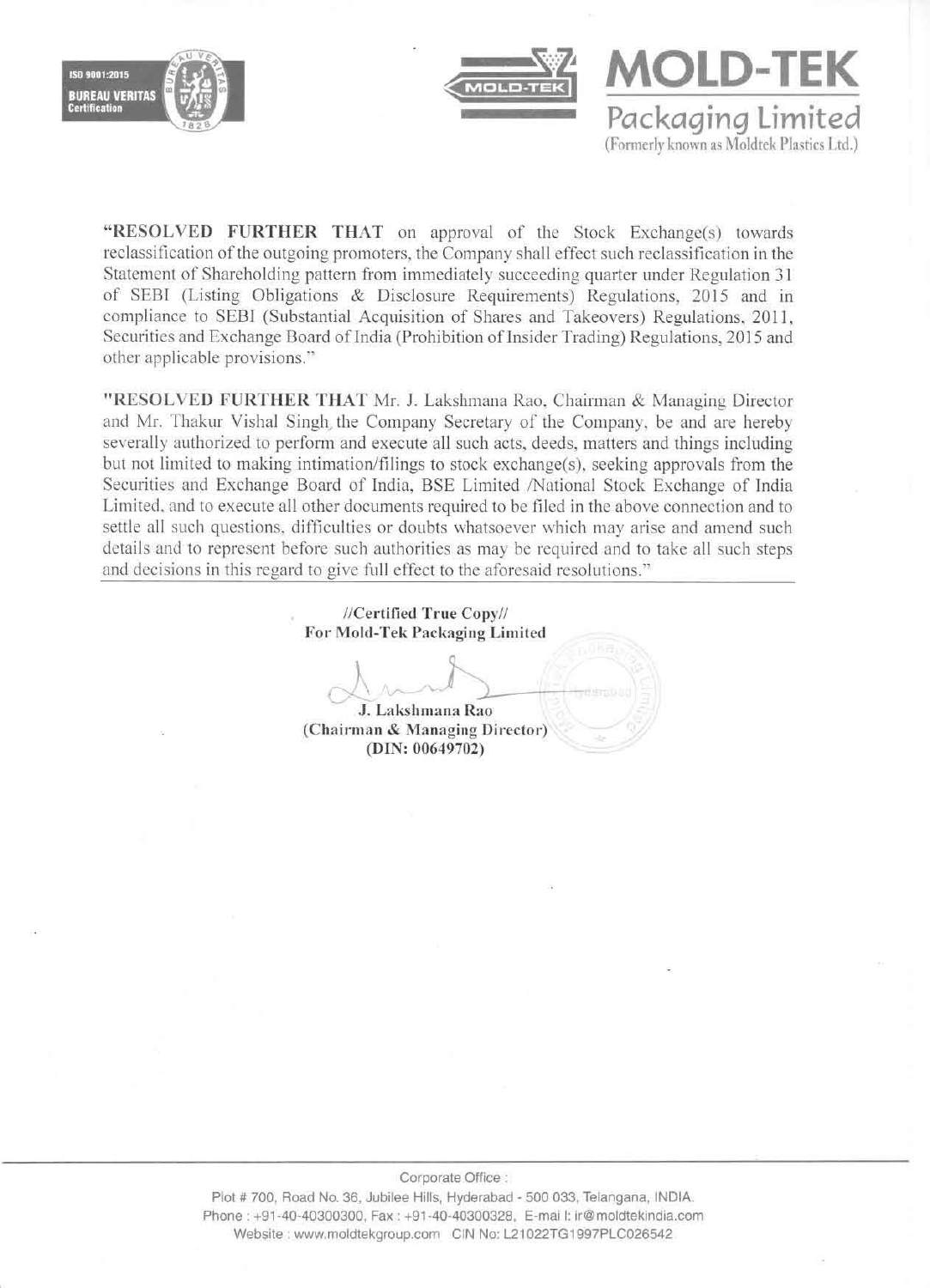"**RESOLVED FURTHER THAT** on approval of the Stock Exchange(s) towards reclassification of the outgoing promoters, the Company shall effect such reclassification in the Statement of Shareholding pattern from immediately succeeding quarter under Regulation 31 of SEBI (Listing Obligations & Disclosure Requirements) Regulations, 2015 and in compliance to SEBI (Substantial Acquisition of Shares and Takeovers) Regulations, 2011, Securities and Exchange Board of India (Prohibition of Insider Trading) Regulations, 2015 and other applicable provisions."

"**RESOLVED FURTHER THAT** Mr. J. Lakshmana Rao, Chairman & Managing Director and Mr. Thakur Vishal Singh, the Company Secretary of the Company, be and are hereby severally authorized to perform and execute all such acts, deeds, matters and things including but not limited to making intimation/filings to stock exchange(s), seeking approvals from the Securities and Exchange Board of India, BSE Limited /National Stock Exchange of India Limited, and to execute all other documents required to be filed in the above connection and to settle all such questions, difficulties or doubts whatsoever which may arise and amend such details and to represent before such authorities as may be required and to take all such steps and decisions in this regard to give full effect to the aforesaid resolutions."

**//Certified True Copy//**
**For Mold-Tek Packaging Limited**

**J. Lakshmana Rao**
**(Chairman & Managing Director)**
**(DIN: 00649702)**